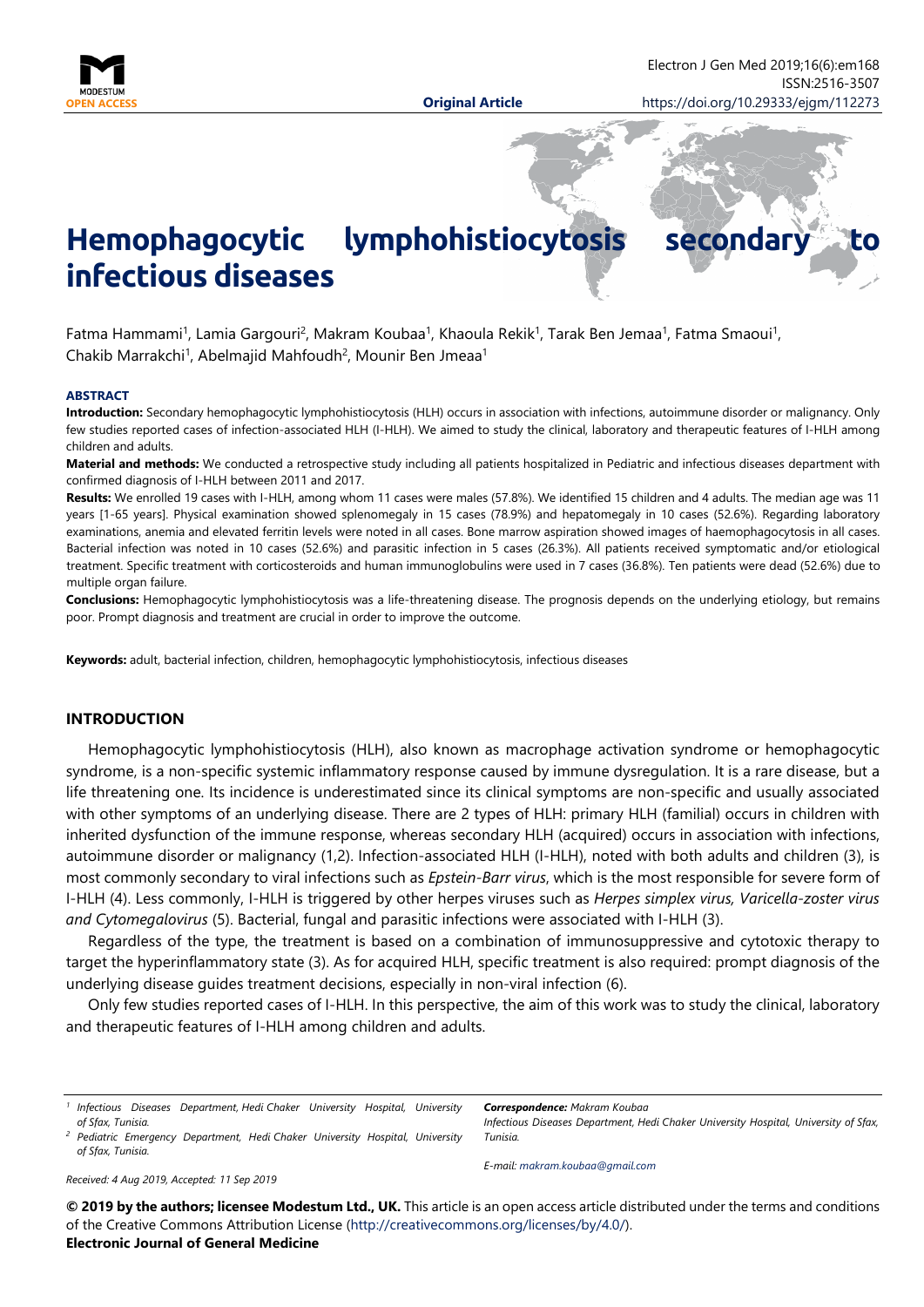**Original Article**

# Hemophagocytic lymphohistiocytosis secondary to infectious diseases

Fatma Hammami[1], Lamia Gargouri[2], Makram Koubaa[1], Khaoula Rekik[1], Tarak Ben Jemaa[1], Fatma Smaoui[1], Chakib Marrakchi[1], Abelmajid Mahfoudh[2], Mounir Ben Jmeaa[1]

#### ABSTRACT

**Introduction:** Secondary hemophagocytic lymphohistiocytosis (HLH) occurs in association with infections, autoimmune disorder or malignancy. Only few studies reported cases of infection-associated HLH (I-HLH). We aimed to study the clinical, laboratory and therapeutic features of I-HLH among children and adults.

**Material and methods:** We conducted a retrospective study including all patients hospitalized in Pediatric and infectious diseases department with confirmed diagnosis of I-HLH between 2011 and 2017.

**Results:** We enrolled 19 cases with I-HLH, among whom 11 cases were males (57.8%). We identified 15 children and 4 adults. The median age was 11 years [1-65 years]. Physical examination showed splenomegaly in 15 cases (78.9%) and hepatomegaly in 10 cases (52.6%). Regarding laboratory examinations, anemia and elevated ferritin levels were noted in all cases. Bone marrow aspiration showed images of haemophagocytosis in all cases. Bacterial infection was noted in 10 cases (52.6%) and parasitic infection in 5 cases (26.3%). All patients received symptomatic and/or etiological treatment. Specific treatment with corticosteroids and human immunoglobulins were used in 7 cases (36.8%). Ten patients were dead (52.6%) due to multiple organ failure.

**Conclusions:** Hemophagocytic lymphohistiocytosis was a life-threatening disease. The prognosis depends on the underlying etiology, but remains poor. Prompt diagnosis and treatment are crucial in order to improve the outcome.

**Keywords:** adult, bacterial infection, children, hemophagocytic lymphohistiocytosis, infectious diseases

## INTRODUCTION

Hemophagocytic lymphohistiocytosis (HLH), also known as macrophage activation syndrome or hemophagocytic syndrome, is a non-specific systemic inflammatory response caused by immune dysregulation. It is a rare disease, but a life threatening one. Its incidence is underestimated since its clinical symptoms are non-specific and usually associated with other symptoms of an underlying disease. There are 2 types of HLH: primary HLH (familial) occurs in children with inherited dysfunction of the immune response, whereas secondary HLH (acquired) occurs in association with infections, autoimmune disorder or malignancy (1,2). Infection-associated HLH (I-HLH), noted with both adults and children (3), is most commonly secondary to viral infections such as *Epstein-Barr virus*, which is the most responsible for severe form of I-HLH (4). Less commonly, I-HLH is triggered by other herpes viruses such as *Herpes simplex virus, Varicella-zoster virus and Cytomegalovirus* (5). Bacterial, fungal and parasitic infections were associated with I-HLH (3).

Regardless of the type, the treatment is based on a combination of immunosuppressive and cytotoxic therapy to target the hyperinflammatory state (3). As for acquired HLH, specific treatment is also required: prompt diagnosis of the underlying disease guides treatment decisions, especially in non-viral infection (6).

Only few studies reported cases of I-HLH. In this perspective, the aim of this work was to study the clinical, laboratory and therapeutic features of I-HLH among children and adults.

---

[1] *Infectious Diseases Department, Hedi Chaker University Hospital, University of Sfax, Tunisia.*

[2] *Pediatric Emergency Department, Hedi Chaker University Hospital, University of Sfax, Tunisia.*

***Correspondence:** Makram Koubaa*
*Infectious Diseases Department, Hedi Chaker University Hospital, University of Sfax, Tunisia.*

*E-mail: makram.koubaa@gmail.com*

*Received: 4 Aug 2019, Accepted: 11 Sep 2019*

**© 2019 by the authors; licensee Modestum Ltd., UK.** This article is an open access article distributed under the terms and conditions of the Creative Commons Attribution License (http://creativecommons.org/licenses/by/4.0/).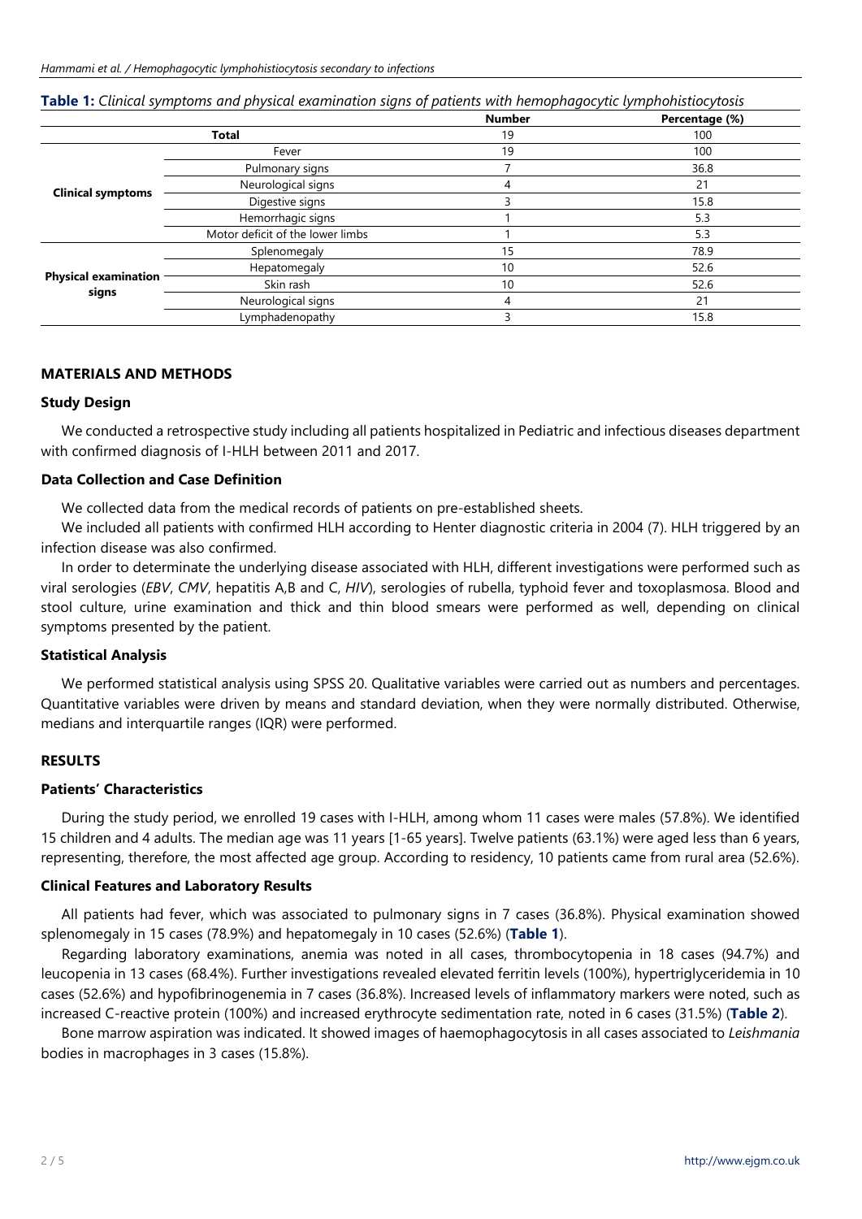**Table 1:** *Clinical symptoms and physical examination signs of patients with hemophagocytic lymphohistiocytosis*

| | | Number | Percentage (%) |
|---|---|---|---|
| **Total** | | 19 | 100 |
| **Clinical symptoms** | Fever | 19 | 100 |
| | Pulmonary signs | 7 | 36.8 |
| | Neurological signs | 4 | 21 |
| | Digestive signs | 3 | 15.8 |
| | Hemorrhagic signs | 1 | 5.3 |
| | Motor deficit of the lower limbs | 1 | 5.3 |
| **Physical examination signs** | Splenomegaly | 15 | 78.9 |
| | Hepatomegaly | 10 | 52.6 |
| | Skin rash | 10 | 52.6 |
| | Neurological signs | 4 | 21 |
| | Lymphadenopathy | 3 | 15.8 |

## MATERIALS AND METHODS

### Study Design

We conducted a retrospective study including all patients hospitalized in Pediatric and infectious diseases department with confirmed diagnosis of I-HLH between 2011 and 2017.

### Data Collection and Case Definition

We collected data from the medical records of patients on pre-established sheets.

We included all patients with confirmed HLH according to Henter diagnostic criteria in 2004 (7). HLH triggered by an infection disease was also confirmed.

In order to determinate the underlying disease associated with HLH, different investigations were performed such as viral serologies (*EBV*, *CMV*, hepatitis A,B and C, *HIV*), serologies of rubella, typhoid fever and toxoplasmosa. Blood and stool culture, urine examination and thick and thin blood smears were performed as well, depending on clinical symptoms presented by the patient.

### Statistical Analysis

We performed statistical analysis using SPSS 20. Qualitative variables were carried out as numbers and percentages. Quantitative variables were driven by means and standard deviation, when they were normally distributed. Otherwise, medians and interquartile ranges (IQR) were performed.

## RESULTS

### Patients' Characteristics

During the study period, we enrolled 19 cases with I-HLH, among whom 11 cases were males (57.8%). We identified 15 children and 4 adults. The median age was 11 years [1-65 years]. Twelve patients (63.1%) were aged less than 6 years, representing, therefore, the most affected age group. According to residency, 10 patients came from rural area (52.6%).

### Clinical Features and Laboratory Results

All patients had fever, which was associated to pulmonary signs in 7 cases (36.8%). Physical examination showed splenomegaly in 15 cases (78.9%) and hepatomegaly in 10 cases (52.6%) (**Table 1**).

Regarding laboratory examinations, anemia was noted in all cases, thrombocytopenia in 18 cases (94.7%) and leucopenia in 13 cases (68.4%). Further investigations revealed elevated ferritin levels (100%), hypertriglyceridemia in 10 cases (52.6%) and hypofibrinogenemia in 7 cases (36.8%). Increased levels of inflammatory markers were noted, such as increased C-reactive protein (100%) and increased erythrocyte sedimentation rate, noted in 6 cases (31.5%) (**Table 2**).

Bone marrow aspiration was indicated. It showed images of haemophagocytosis in all cases associated to *Leishmania* bodies in macrophages in 3 cases (15.8%).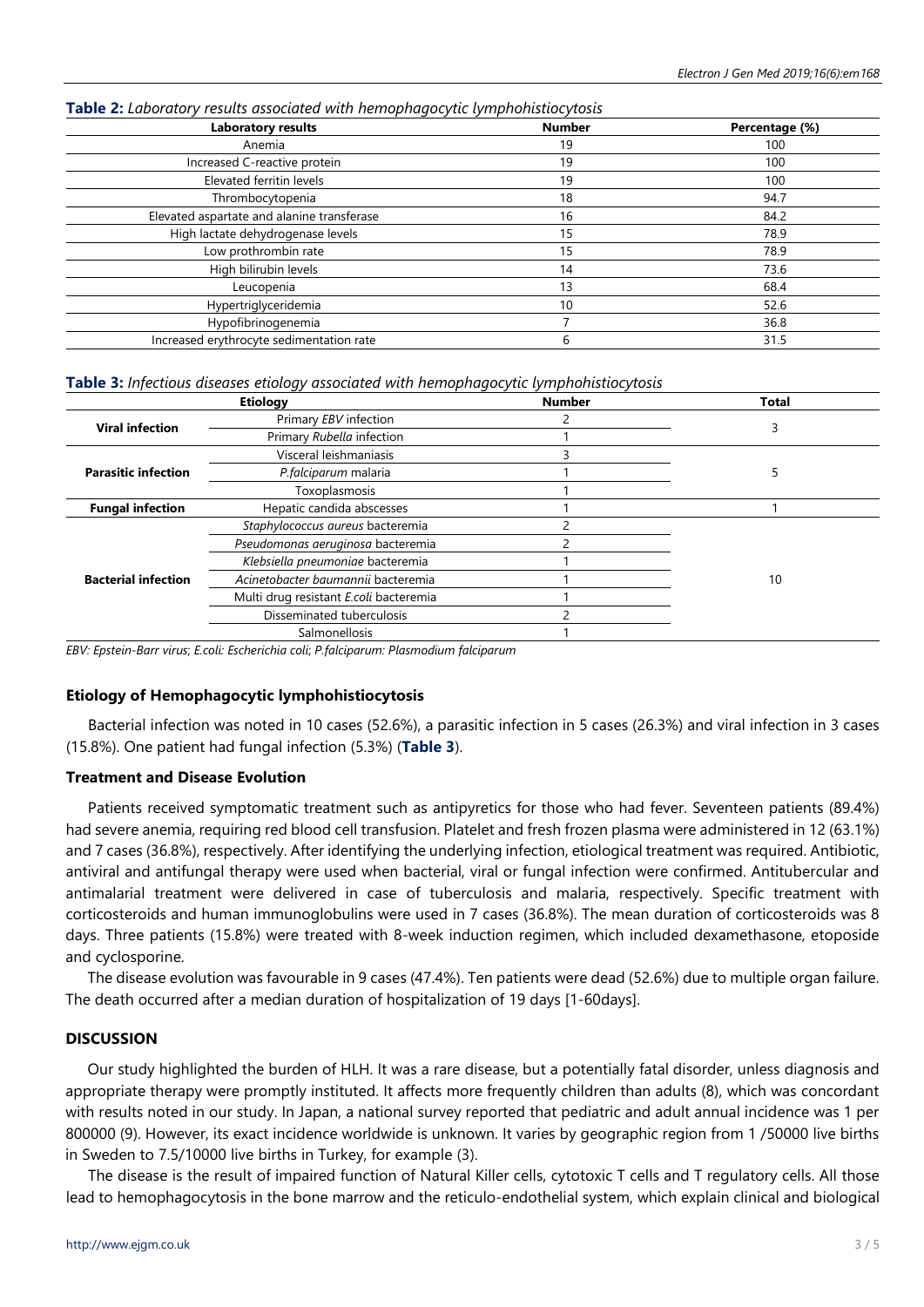**Table 2:** *Laboratory results associated with hemophagocytic lymphohistiocytosis*

| Laboratory results | Number | Percentage (%) |
|---|---|---|
| Anemia | 19 | 100 |
| Increased C-reactive protein | 19 | 100 |
| Elevated ferritin levels | 19 | 100 |
| Thrombocytopenia | 18 | 94.7 |
| Elevated aspartate and alanine transferase | 16 | 84.2 |
| High lactate dehydrogenase levels | 15 | 78.9 |
| Low prothrombin rate | 15 | 78.9 |
| High bilirubin levels | 14 | 73.6 |
| Leucopenia | 13 | 68.4 |
| Hypertriglyceridemia | 10 | 52.6 |
| Hypofibrinogenemia | 7 | 36.8 |
| Increased erythrocyte sedimentation rate | 6 | 31.5 |

**Table 3:** *Infectious diseases etiology associated with hemophagocytic lymphohistiocytosis*

| Etiology | | Number | Total |
|---|---|---|---|
| **Viral infection** | Primary *EBV* infection | 2 | 3 |
| | Primary *Rubella* infection | 1 | |
| **Parasitic infection** | Visceral leishmaniasis | 3 | 5 |
| | *P.falciparum* malaria | 1 | |
| | Toxoplasmosis | 1 | |
| **Fungal infection** | Hepatic candida abscesses | 1 | 1 |
| **Bacterial infection** | *Staphylococcus aureus* bacteremia | 2 | 10 |
| | *Pseudomonas aeruginosa* bacteremia | 2 | |
| | *Klebsiella pneumoniae* bacteremia | 1 | |
| | *Acinetobacter baumannii* bacteremia | 1 | |
| | Multi drug resistant *E.coli* bacteremia | 1 | |
| | Disseminated tuberculosis | 2 | |
| | Salmonellosis | 1 | |

*EBV: Epstein-Barr virus; E.coli: Escherichia coli; P.falciparum: Plasmodium falciparum*

### Etiology of Hemophagocytic lymphohistiocytosis

Bacterial infection was noted in 10 cases (52.6%), a parasitic infection in 5 cases (26.3%) and viral infection in 3 cases (15.8%). One patient had fungal infection (5.3%) (**Table 3**).

### Treatment and Disease Evolution

Patients received symptomatic treatment such as antipyretics for those who had fever. Seventeen patients (89.4%) had severe anemia, requiring red blood cell transfusion. Platelet and fresh frozen plasma were administered in 12 (63.1%) and 7 cases (36.8%), respectively. After identifying the underlying infection, etiological treatment was required. Antibiotic, antiviral and antifungal therapy were used when bacterial, viral or fungal infection were confirmed. Antitubercular and antimalarial treatment were delivered in case of tuberculosis and malaria, respectively. Specific treatment with corticosteroids and human immunoglobulins were used in 7 cases (36.8%). The mean duration of corticosteroids was 8 days. Three patients (15.8%) were treated with 8-week induction regimen, which included dexamethasone, etoposide and cyclosporine.

The disease evolution was favourable in 9 cases (47.4%). Ten patients were dead (52.6%) due to multiple organ failure. The death occurred after a median duration of hospitalization of 19 days [1-60days].

## DISCUSSION

Our study highlighted the burden of HLH. It was a rare disease, but a potentially fatal disorder, unless diagnosis and appropriate therapy were promptly instituted. It affects more frequently children than adults (8), which was concordant with results noted in our study. In Japan, a national survey reported that pediatric and adult annual incidence was 1 per 800000 (9). However, its exact incidence worldwide is unknown. It varies by geographic region from 1 /50000 live births in Sweden to 7.5/10000 live births in Turkey, for example (3).

The disease is the result of impaired function of Natural Killer cells, cytotoxic T cells and T regulatory cells. All those lead to hemophagocytosis in the bone marrow and the reticulo-endothelial system, which explain clinical and biological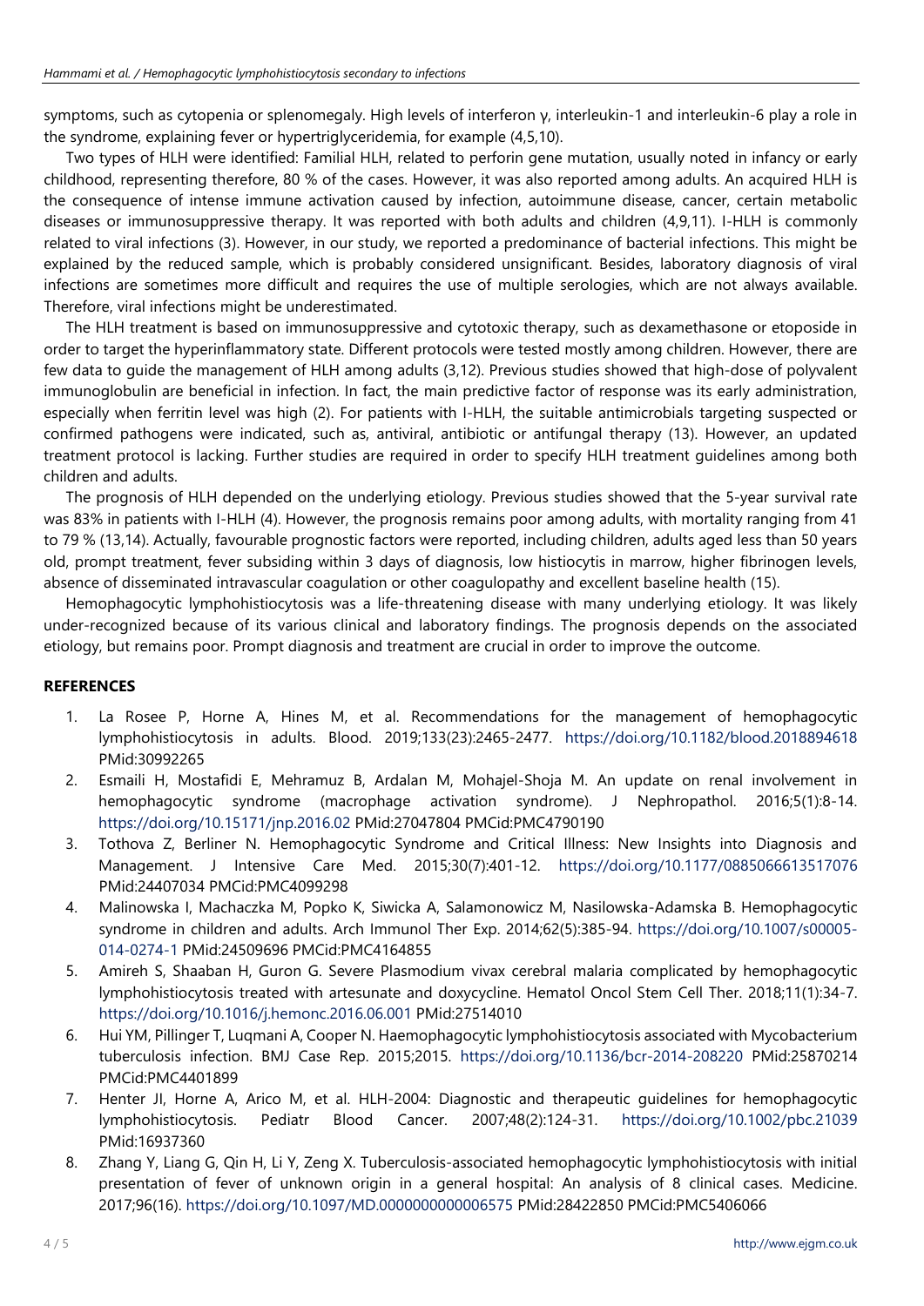symptoms, such as cytopenia or splenomegaly. High levels of interferon γ, interleukin-1 and interleukin-6 play a role in the syndrome, explaining fever or hypertriglyceridemia, for example (4,5,10).

Two types of HLH were identified: Familial HLH, related to perforin gene mutation, usually noted in infancy or early childhood, representing therefore, 80 % of the cases. However, it was also reported among adults. An acquired HLH is the consequence of intense immune activation caused by infection, autoimmune disease, cancer, certain metabolic diseases or immunosuppressive therapy. It was reported with both adults and children (4,9,11). I-HLH is commonly related to viral infections (3). However, in our study, we reported a predominance of bacterial infections. This might be explained by the reduced sample, which is probably considered unsignificant. Besides, laboratory diagnosis of viral infections are sometimes more difficult and requires the use of multiple serologies, which are not always available. Therefore, viral infections might be underestimated.

The HLH treatment is based on immunosuppressive and cytotoxic therapy, such as dexamethasone or etoposide in order to target the hyperinflammatory state. Different protocols were tested mostly among children. However, there are few data to guide the management of HLH among adults (3,12). Previous studies showed that high-dose of polyvalent immunoglobulin are beneficial in infection. In fact, the main predictive factor of response was its early administration, especially when ferritin level was high (2). For patients with I-HLH, the suitable antimicrobials targeting suspected or confirmed pathogens were indicated, such as, antiviral, antibiotic or antifungal therapy (13). However, an updated treatment protocol is lacking. Further studies are required in order to specify HLH treatment guidelines among both children and adults.

The prognosis of HLH depended on the underlying etiology. Previous studies showed that the 5-year survival rate was 83% in patients with I-HLH (4). However, the prognosis remains poor among adults, with mortality ranging from 41 to 79 % (13,14). Actually, favourable prognostic factors were reported, including children, adults aged less than 50 years old, prompt treatment, fever subsiding within 3 days of diagnosis, low histiocytis in marrow, higher fibrinogen levels, absence of disseminated intravascular coagulation or other coagulopathy and excellent baseline health (15).

Hemophagocytic lymphohistiocytosis was a life-threatening disease with many underlying etiology. It was likely under-recognized because of its various clinical and laboratory findings. The prognosis depends on the associated etiology, but remains poor. Prompt diagnosis and treatment are crucial in order to improve the outcome.

## REFERENCES

1. La Rosee P, Horne A, Hines M, et al. Recommendations for the management of hemophagocytic lymphohistiocytosis in adults. Blood. 2019;133(23):2465-2477. https://doi.org/10.1182/blood.2018894618 PMid:30992265
2. Esmaili H, Mostafidi E, Mehramuz B, Ardalan M, Mohajel-Shoja M. An update on renal involvement in hemophagocytic syndrome (macrophage activation syndrome). J Nephropathol. 2016;5(1):8-14. https://doi.org/10.15171/jnp.2016.02 PMid:27047804 PMCid:PMC4790190
3. Tothova Z, Berliner N. Hemophagocytic Syndrome and Critical Illness: New Insights into Diagnosis and Management. J Intensive Care Med. 2015;30(7):401-12. https://doi.org/10.1177/0885066613517076 PMid:24407034 PMCid:PMC4099298
4. Malinowska I, Machaczka M, Popko K, Siwicka A, Salamonowicz M, Nasilowska-Adamska B. Hemophagocytic syndrome in children and adults. Arch Immunol Ther Exp. 2014;62(5):385-94. https://doi.org/10.1007/s00005-014-0274-1 PMid:24509696 PMCid:PMC4164855
5. Amireh S, Shaaban H, Guron G. Severe Plasmodium vivax cerebral malaria complicated by hemophagocytic lymphohistiocytosis treated with artesunate and doxycycline. Hematol Oncol Stem Cell Ther. 2018;11(1):34-7. https://doi.org/10.1016/j.hemonc.2016.06.001 PMid:27514010
6. Hui YM, Pillinger T, Luqmani A, Cooper N. Haemophagocytic lymphohistiocytosis associated with Mycobacterium tuberculosis infection. BMJ Case Rep. 2015;2015. https://doi.org/10.1136/bcr-2014-208220 PMid:25870214 PMCid:PMC4401899
7. Henter JI, Horne A, Arico M, et al. HLH-2004: Diagnostic and therapeutic guidelines for hemophagocytic lymphohistiocytosis. Pediatr Blood Cancer. 2007;48(2):124-31. https://doi.org/10.1002/pbc.21039 PMid:16937360
8. Zhang Y, Liang G, Qin H, Li Y, Zeng X. Tuberculosis-associated hemophagocytic lymphohistiocytosis with initial presentation of fever of unknown origin in a general hospital: An analysis of 8 clinical cases. Medicine. 2017;96(16). https://doi.org/10.1097/MD.0000000000006575 PMid:28422850 PMCid:PMC5406066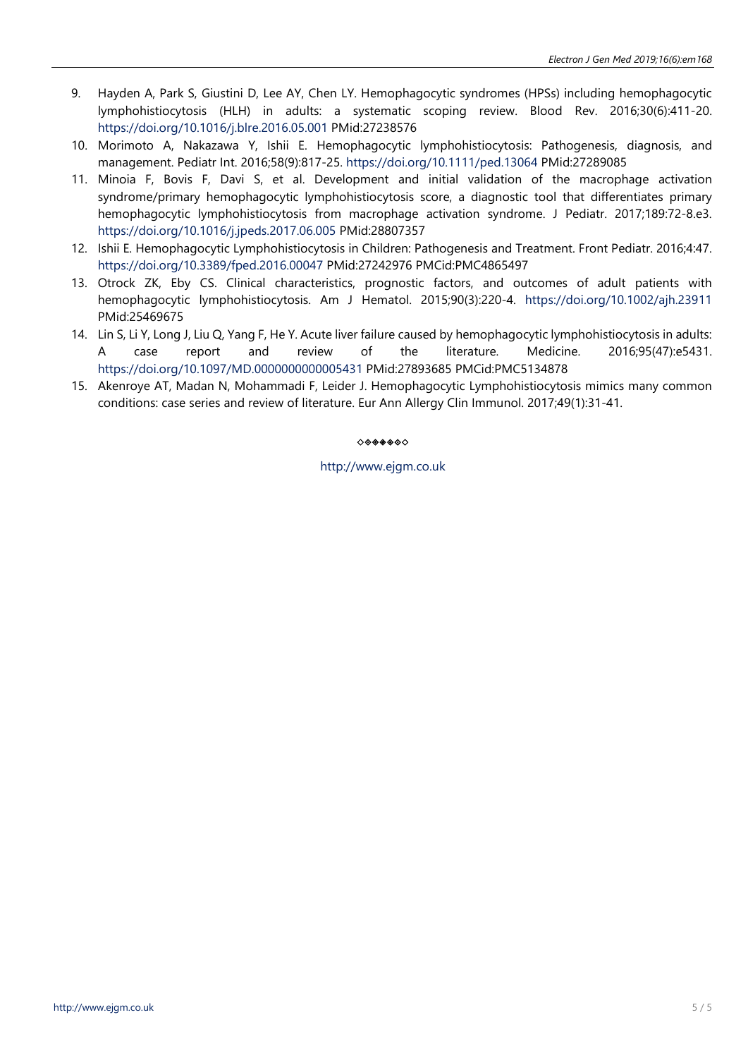9. Hayden A, Park S, Giustini D, Lee AY, Chen LY. Hemophagocytic syndromes (HPSs) including hemophagocytic lymphohistiocytosis (HLH) in adults: a systematic scoping review. Blood Rev. 2016;30(6):411-20. https://doi.org/10.1016/j.blre.2016.05.001 PMid:27238576
10. Morimoto A, Nakazawa Y, Ishii E. Hemophagocytic lymphohistiocytosis: Pathogenesis, diagnosis, and management. Pediatr Int. 2016;58(9):817-25. https://doi.org/10.1111/ped.13064 PMid:27289085
11. Minoia F, Bovis F, Davi S, et al. Development and initial validation of the macrophage activation syndrome/primary hemophagocytic lymphohistiocytosis score, a diagnostic tool that differentiates primary hemophagocytic lymphohistiocytosis from macrophage activation syndrome. J Pediatr. 2017;189:72-8.e3. https://doi.org/10.1016/j.jpeds.2017.06.005 PMid:28807357
12. Ishii E. Hemophagocytic Lymphohistiocytosis in Children: Pathogenesis and Treatment. Front Pediatr. 2016;4:47. https://doi.org/10.3389/fped.2016.00047 PMid:27242976 PMCid:PMC4865497
13. Otrock ZK, Eby CS. Clinical characteristics, prognostic factors, and outcomes of adult patients with hemophagocytic lymphohistiocytosis. Am J Hematol. 2015;90(3):220-4. https://doi.org/10.1002/ajh.23911 PMid:25469675
14. Lin S, Li Y, Long J, Liu Q, Yang F, He Y. Acute liver failure caused by hemophagocytic lymphohistiocytosis in adults: A case report and review of the literature. Medicine. 2016;95(47):e5431. https://doi.org/10.1097/MD.0000000000005431 PMid:27893685 PMCid:PMC5134878
15. Akenroye AT, Madan N, Mohammadi F, Leider J. Hemophagocytic Lymphohistiocytosis mimics many common conditions: case series and review of literature. Eur Ann Allergy Clin Immunol. 2017;49(1):31-41.

◇◈◈◈◈◈◇

http://www.ejgm.co.uk